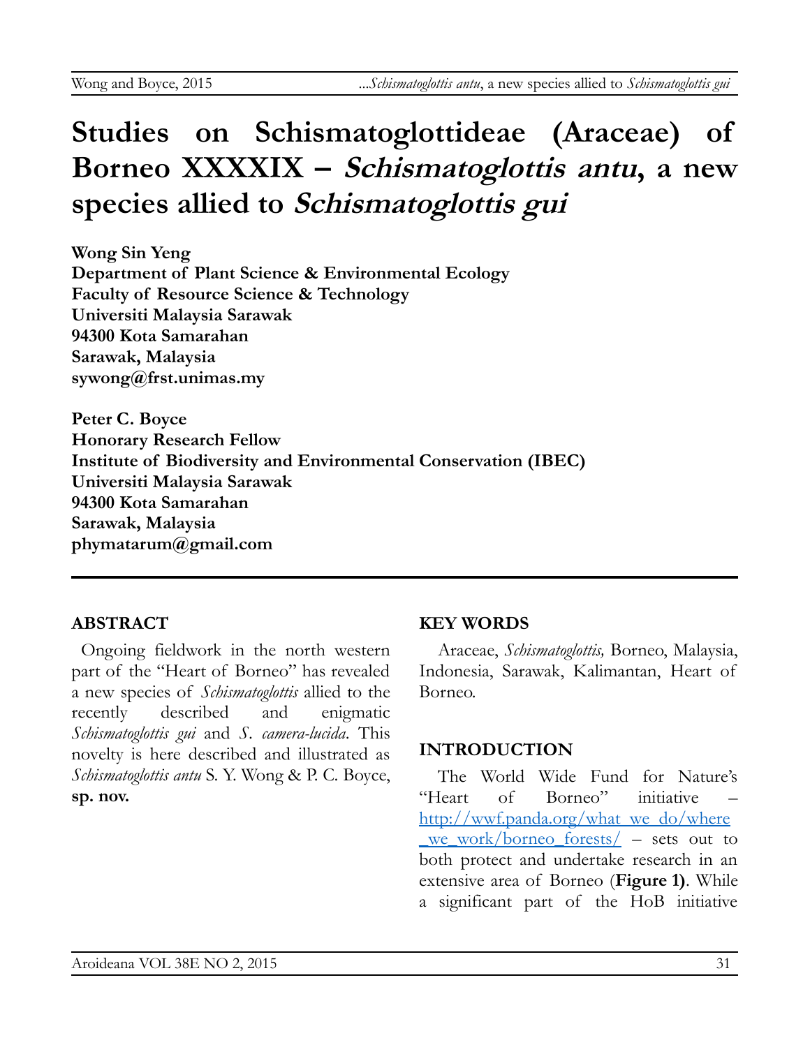# Studies on Schismatoglottideae (Araceae) of Borneo XXXXIX – *Schismatoglottis antu*, a new species allied to *Schismatoglottis gui*

**Wong Sin Yeng**
**Department of Plant Science & Environmental Ecology**
**Faculty of Resource Science & Technology**
**Universiti Malaysia Sarawak**
**94300 Kota Samarahan**
**Sarawak, Malaysia**
**sywong@frst.unimas.my**

**Peter C. Boyce**
**Honorary Research Fellow**
**Institute of Biodiversity and Environmental Conservation (IBEC)**
**Universiti Malaysia Sarawak**
**94300 Kota Samarahan**
**Sarawak, Malaysia**
**phymatarum@gmail.com**

## ABSTRACT

Ongoing fieldwork in the north western part of the "Heart of Borneo" has revealed a new species of *Schismatoglottis* allied to the recently described and enigmatic *Schismatoglottis gui* and *S. camera-lucida*. This novelty is here described and illustrated as *Schismatoglottis antu* S. Y. Wong & P. C. Boyce, **sp. nov.**

## KEY WORDS

Araceae, *Schismatoglottis,* Borneo, Malaysia, Indonesia, Sarawak, Kalimantan, Heart of Borneo.

## INTRODUCTION

The World Wide Fund for Nature's "Heart of Borneo" initiative – http://wwf.panda.org/what_we_do/where_we_work/borneo_forests/ – sets out to both protect and undertake research in an extensive area of Borneo (**Figure 1)**. While a significant part of the HoB initiative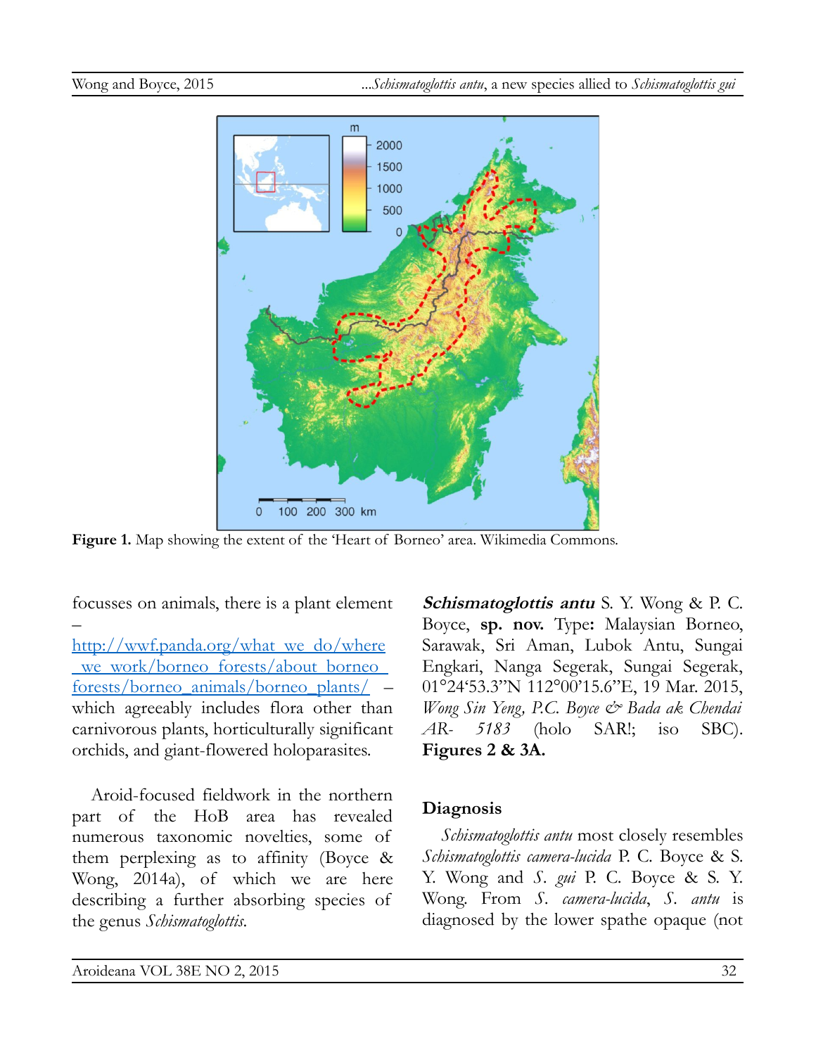**Figure 1.** Map showing the extent of the 'Heart of Borneo' area. Wikimedia Commons.

focusses on animals, there is a plant element – http://wwf.panda.org/what_we_do/where_we_work/borneo_forests/about_borneo_forests/borneo_animals/borneo_plants/ – which agreeably includes flora other than carnivorous plants, horticulturally significant orchids, and giant-flowered holoparasites.

Aroid-focused fieldwork in the northern part of the HoB area has revealed numerous taxonomic novelties, some of them perplexing as to affinity (Boyce & Wong, 2014a), of which we are here describing a further absorbing species of the genus *Schismatoglottis*.

***Schismatoglottis antu*** S. Y. Wong & P. C. Boyce, **sp. nov.** Type**:** Malaysian Borneo, Sarawak, Sri Aman, Lubok Antu, Sungai Engkari, Nanga Segerak, Sungai Segerak, 01°24'53.3"N 112°00'15.6"E, 19 Mar. 2015, *Wong Sin Yeng, P.C. Boyce & Bada ak Chendai AR- 5183* (holo SAR!; iso SBC). **Figures 2 & 3A.**

## Diagnosis

*Schismatoglottis antu* most closely resembles *Schismatoglottis camera-lucida* P. C. Boyce & S. Y. Wong and *S. gui* P. C. Boyce & S. Y. Wong. From *S. camera-lucida*, *S. antu* is diagnosed by the lower spathe opaque (not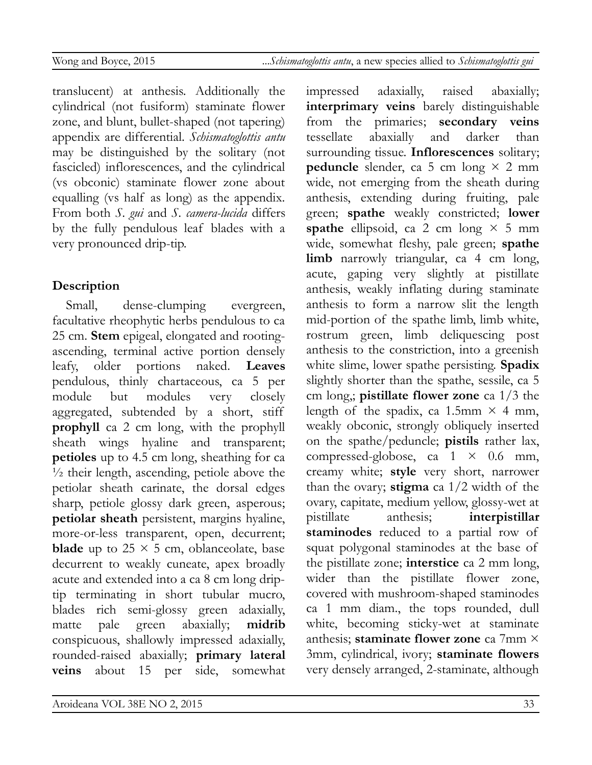translucent) at anthesis. Additionally the cylindrical (not fusiform) staminate flower zone, and blunt, bullet-shaped (not tapering) appendix are differential. *Schismatoglottis antu* may be distinguished by the solitary (not fascicled) inflorescences, and the cylindrical (vs obconic) staminate flower zone about equalling (vs half as long) as the appendix. From both *S. gui* and *S. camera-lucida* differs by the fully pendulous leaf blades with a very pronounced drip-tip.

## Description

Small, dense-clumping evergreen, facultative rheophytic herbs pendulous to ca 25 cm. **Stem** epigeal, elongated and rooting-ascending, terminal active portion densely leafy, older portions naked. **Leaves** pendulous, thinly chartaceous, ca 5 per module but modules very closely aggregated, subtended by a short, stiff **prophyll** ca 2 cm long, with the prophyll sheath wings hyaline and transparent; **petioles** up to 4.5 cm long, sheathing for ca ½ their length, ascending, petiole above the petiolar sheath carinate, the dorsal edges sharp, petiole glossy dark green, asperous; **petiolar sheath** persistent, margins hyaline, more-or-less transparent, open, decurrent; **blade** up to 25 × 5 cm, oblanceolate, base decurrent to weakly cuneate, apex broadly acute and extended into a ca 8 cm long drip-tip terminating in short tubular mucro, blades rich semi-glossy green adaxially, matte pale green abaxially; **midrib** conspicuous, shallowly impressed adaxially, rounded-raised abaxially; **primary lateral veins** about 15 per side, somewhat impressed adaxially, raised abaxially; **interprimary veins** barely distinguishable from the primaries; **secondary veins** tessellate abaxially and darker than surrounding tissue. **Inflorescences** solitary; **peduncle** slender, ca 5 cm long × 2 mm wide, not emerging from the sheath during anthesis, extending during fruiting, pale green; **spathe** weakly constricted; **lower spathe** ellipsoid, ca 2 cm long × 5 mm wide, somewhat fleshy, pale green; **spathe limb** narrowly triangular, ca 4 cm long, acute, gaping very slightly at pistillate anthesis, weakly inflating during staminate anthesis to form a narrow slit the length mid-portion of the spathe limb, limb white, rostrum green, limb deliquescing post anthesis to the constriction, into a greenish white slime, lower spathe persisting. **Spadix** slightly shorter than the spathe, sessile, ca 5 cm long,; **pistillate flower zone** ca 1/3 the length of the spadix, ca 1.5mm × 4 mm, weakly obconic, strongly obliquely inserted on the spathe/peduncle; **pistils** rather lax, compressed-globose, ca 1 × 0.6 mm, creamy white; **style** very short, narrower than the ovary; **stigma** ca 1/2 width of the ovary, capitate, medium yellow, glossy-wet at pistillate anthesis; **interpistillar staminodes** reduced to a partial row of squat polygonal staminodes at the base of the pistillate zone; **interstice** ca 2 mm long, wider than the pistillate flower zone, covered with mushroom-shaped staminodes ca 1 mm diam., the tops rounded, dull white, becoming sticky-wet at staminate anthesis; **staminate flower zone** ca 7mm × 3mm, cylindrical, ivory; **staminate flowers** very densely arranged, 2-staminate, although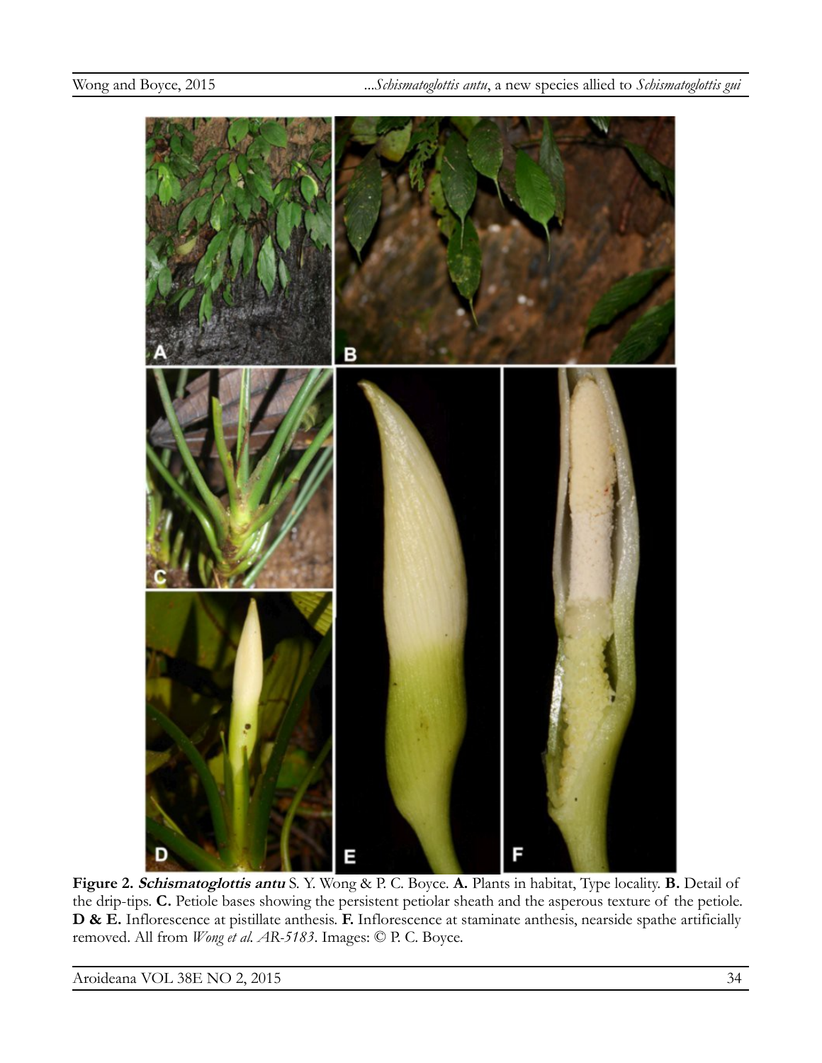**Figure 2.** ***Schismatoglottis antu*** S. Y. Wong & P. C. Boyce. **A.** Plants in habitat, Type locality. **B.** Detail of the drip-tips. **C.** Petiole bases showing the persistent petiolar sheath and the asperous texture of the petiole. **D & E.** Inflorescence at pistillate anthesis. **F.** Inflorescence at staminate anthesis, nearside spathe artificially removed. All from *Wong et al. AR-5183*. Images: © P. C. Boyce.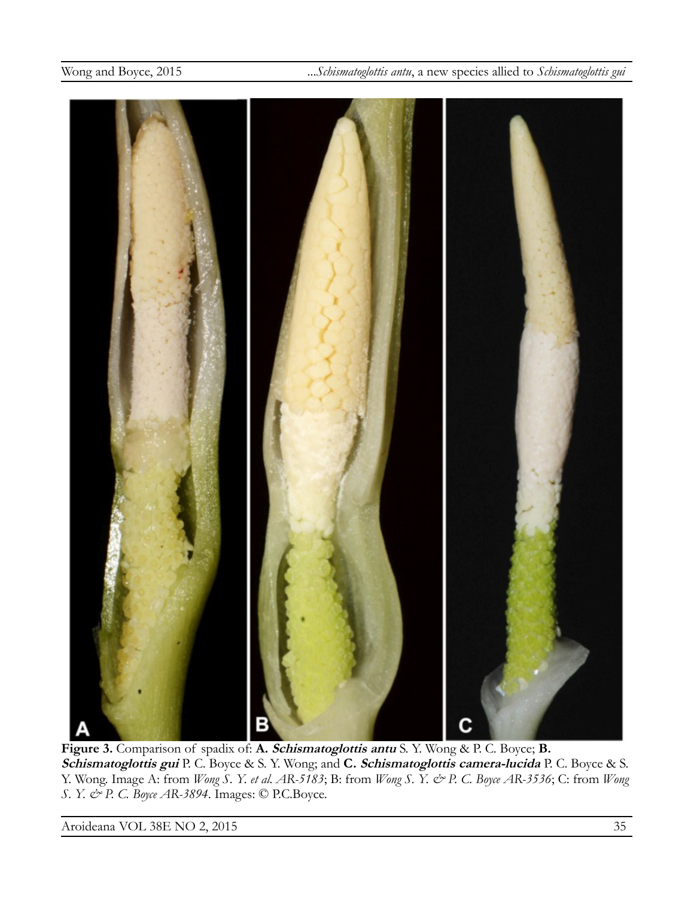**Figure 3.** Comparison of spadix of: **A.** ***Schismatoglottis antu*** S. Y. Wong & P. C. Boyce; **B.** ***Schismatoglottis gui*** P. C. Boyce & S. Y. Wong; and **C.** ***Schismatoglottis camera-lucida*** P. C. Boyce & S. Y. Wong. Image A: from *Wong S. Y. et al. AR-5183*; B: from *Wong S. Y. & P. C. Boyce AR-3536*; C: from *Wong S. Y. & P. C. Boyce AR-3894*. Images: © P.C.Boyce.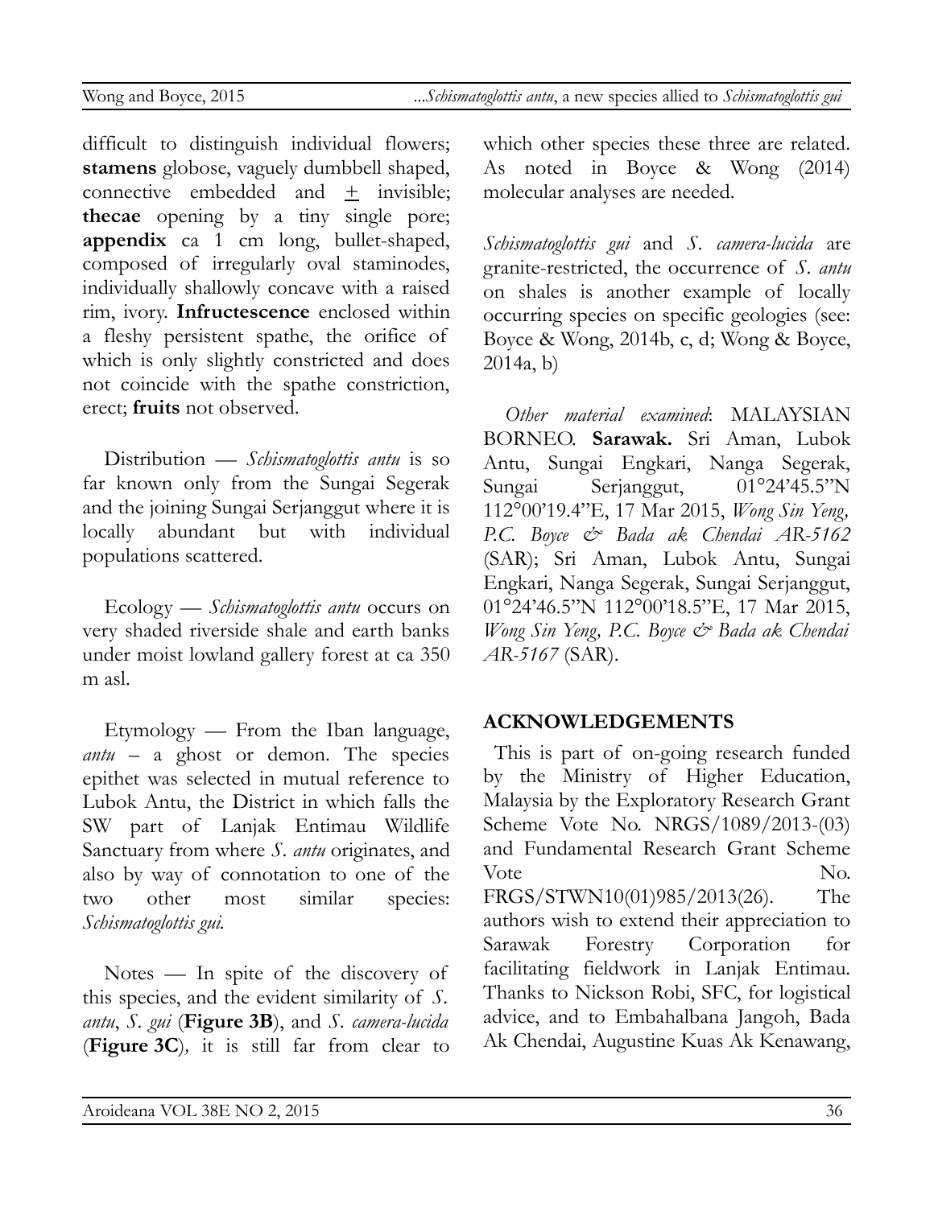difficult to distinguish individual flowers; **stamens** globose, vaguely dumbbell shaped, connective embedded and ± invisible; **thecae** opening by a tiny single pore; **appendix** ca 1 cm long, bullet-shaped, composed of irregularly oval staminodes, individually shallowly concave with a raised rim, ivory. **Infructescence** enclosed within a fleshy persistent spathe, the orifice of which is only slightly constricted and does not coincide with the spathe constriction, erect; **fruits** not observed.

Distribution — *Schismatoglottis antu* is so far known only from the Sungai Segerak and the joining Sungai Serjanggut where it is locally abundant but with individual populations scattered.

Ecology — *Schismatoglottis antu* occurs on very shaded riverside shale and earth banks under moist lowland gallery forest at ca 350 m asl.

Etymology — From the Iban language, *antu* – a ghost or demon. The species epithet was selected in mutual reference to Lubok Antu, the District in which falls the SW part of Lanjak Entimau Wildlife Sanctuary from where *S. antu* originates, and also by way of connotation to one of the two other most similar species: *Schismatoglottis gui.*

Notes — In spite of the discovery of this species, and the evident similarity of *S. antu*, *S. gui* (**Figure 3B**), and *S. camera-lucida* (**Figure 3C**), it is still far from clear to which other species these three are related. As noted in Boyce & Wong (2014) molecular analyses are needed.

*Schismatoglottis gui* and *S. camera-lucida* are granite-restricted, the occurrence of *S. antu* on shales is another example of locally occurring species on specific geologies (see: Boyce & Wong, 2014b, c, d; Wong & Boyce, 2014a, b)

*Other material examined*: MALAYSIAN BORNEO. **Sarawak.** Sri Aman, Lubok Antu, Sungai Engkari, Nanga Segerak, Sungai Serjanggut, 01°24'45.5"N 112°00'19.4"E, 17 Mar 2015, *Wong Sin Yeng, P.C. Boyce & Bada ak Chendai AR-5162* (SAR); Sri Aman, Lubok Antu, Sungai Engkari, Nanga Segerak, Sungai Serjanggut, 01°24'46.5"N 112°00'18.5"E, 17 Mar 2015, *Wong Sin Yeng, P.C. Boyce & Bada ak Chendai AR-5167* (SAR).

## ACKNOWLEDGEMENTS

This is part of on-going research funded by the Ministry of Higher Education, Malaysia by the Exploratory Research Grant Scheme Vote No. NRGS/1089/2013-(03) and Fundamental Research Grant Scheme Vote No. FRGS/STWN10(01)985/2013(26). The authors wish to extend their appreciation to Sarawak Forestry Corporation for facilitating fieldwork in Lanjak Entimau. Thanks to Nickson Robi, SFC, for logistical advice, and to Embahalbana Jangoh, Bada Ak Chendai, Augustine Kuas Ak Kenawang,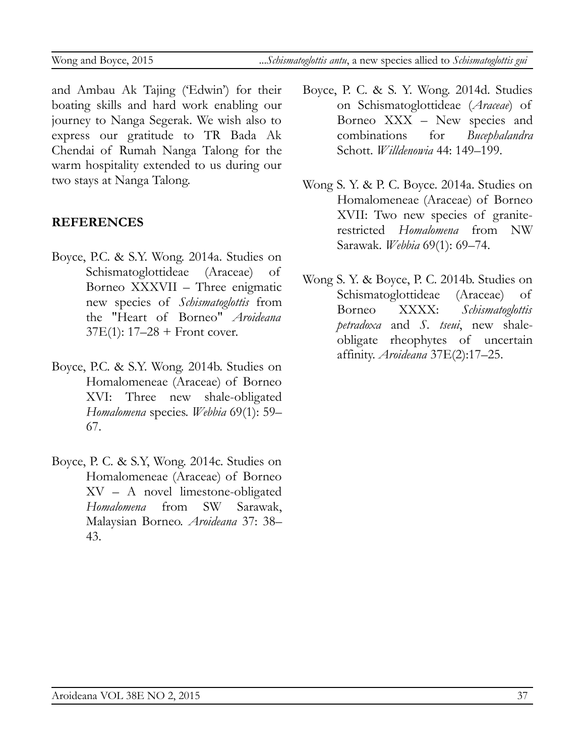and Ambau Ak Tajing ('Edwin') for their boating skills and hard work enabling our journey to Nanga Segerak. We wish also to express our gratitude to TR Bada Ak Chendai of Rumah Nanga Talong for the warm hospitality extended to us during our two stays at Nanga Talong.

## REFERENCES

Boyce, P.C. & S.Y. Wong. 2014a. Studies on Schismatoglottideae (Araceae) of Borneo XXXVII – Three enigmatic new species of *Schismatoglottis* from the "Heart of Borneo" *Aroideana* 37E(1): 17–28 + Front cover.

Boyce, P.C. & S.Y. Wong. 2014b. Studies on Homalomeneae (Araceae) of Borneo XVI: Three new shale-obligated *Homalomena* species. *Webbia* 69(1): 59–67.

Boyce, P. C. & S.Y, Wong. 2014c. Studies on Homalomeneae (Araceae) of Borneo XV – A novel limestone-obligated *Homalomena* from SW Sarawak, Malaysian Borneo. *Aroideana* 37: 38–43.

Boyce, P. C. & S. Y. Wong. 2014d. Studies on Schismatoglottideae (*Araceae*) of Borneo XXX – New species and combinations for *Bucephalandra* Schott. *Willdenowia* 44: 149–199.

Wong S. Y. & P. C. Boyce. 2014a. Studies on Homalomeneae (Araceae) of Borneo XVII: Two new species of granite-restricted *Homalomena* from NW Sarawak. *Webbia* 69(1): 69–74.

Wong S. Y. & Boyce, P. C. 2014b. Studies on Schismatoglottideae (Araceae) of Borneo XXXX: *Schismatoglottis petradoxa* and *S. tseui*, new shale-obligate rheophytes of uncertain affinity. *Aroideana* 37E(2):17–25.